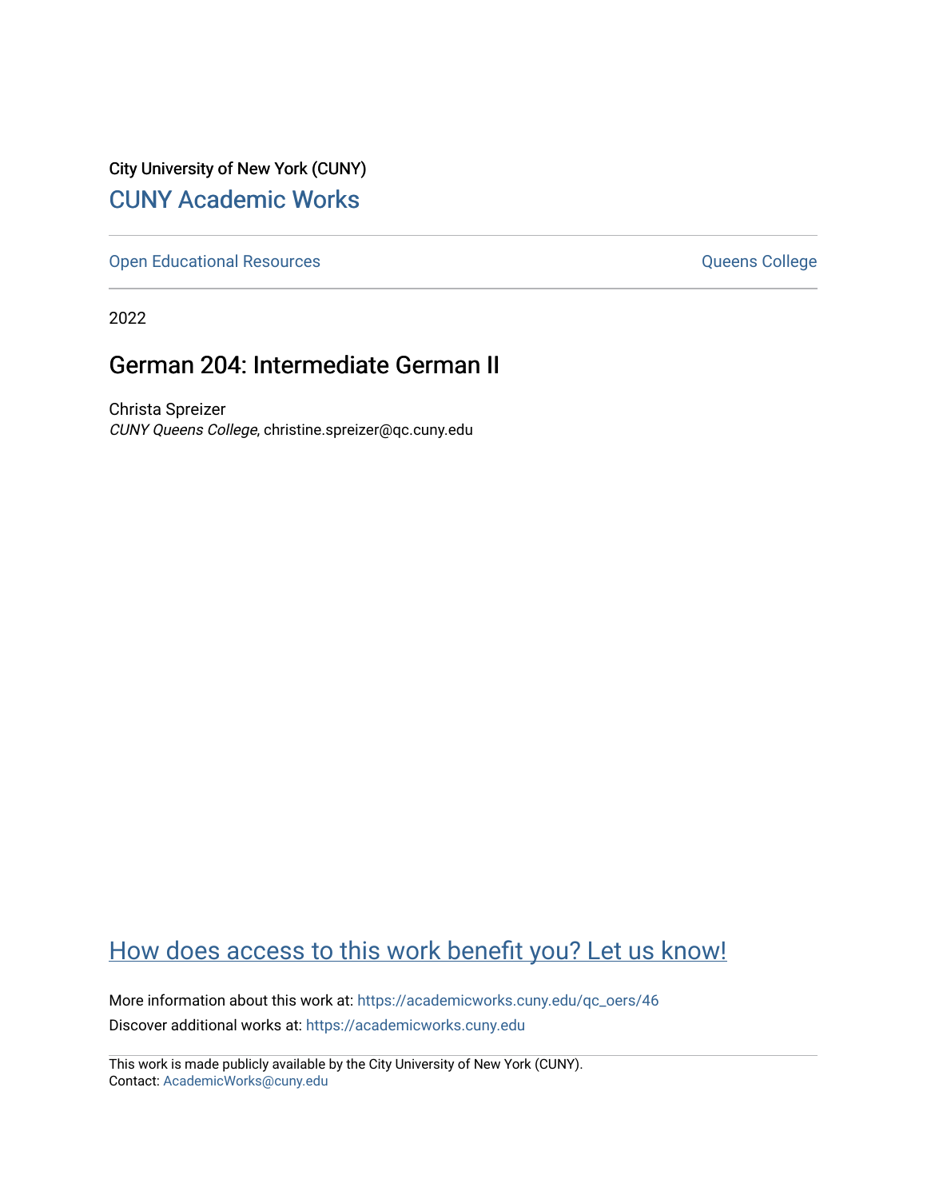City University of New York (CUNY)

[CUNY Academic Works](https://academicworks.cuny.edu)

---

[Open Educational Resources](https://academicworks.cuny.edu/qc_oers) [Queens College](https://academicworks.cuny.edu/qc)

---

2022

# German 204: Intermediate German II

Christa Spreizer
*CUNY Queens College*, christine.spreizer@qc.cuny.edu

## How does access to this work benefit you? Let us know!

More information about this work at: https://academicworks.cuny.edu/qc_oers/46

Discover additional works at: https://academicworks.cuny.edu

---

This work is made publicly available by the City University of New York (CUNY).
Contact: AcademicWorks@cuny.edu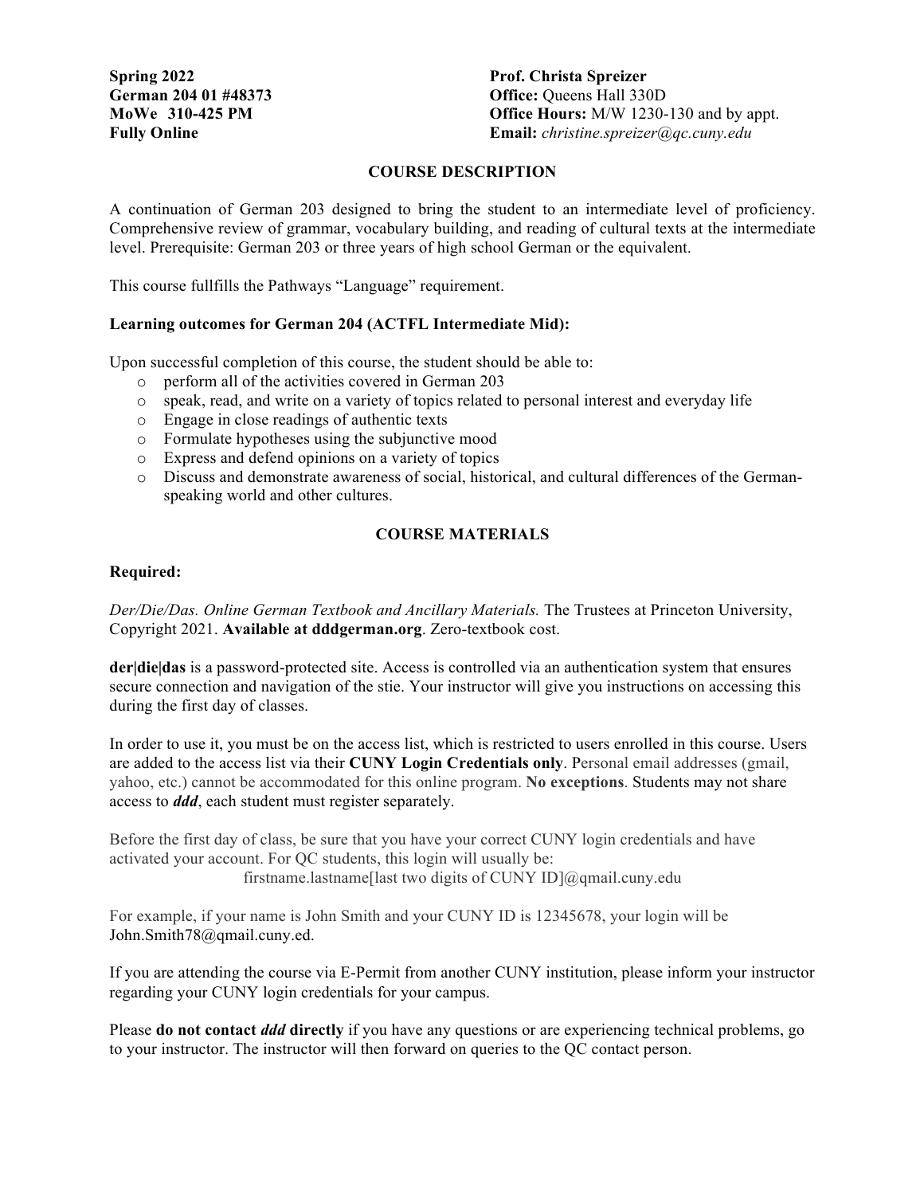**Spring 2022**
**German 204 01 #48373**
**MoWe 310-425 PM**
**Fully Online**

**Prof. Christa Spreizer**
**Office:** Queens Hall 330D
**Office Hours:** M/W 1230-130 and by appt.
**Email:** *christine.spreizer@qc.cuny.edu*

## COURSE DESCRIPTION

A continuation of German 203 designed to bring the student to an intermediate level of proficiency. Comprehensive review of grammar, vocabulary building, and reading of cultural texts at the intermediate level. Prerequisite: German 203 or three years of high school German or the equivalent.

This course fullfills the Pathways "Language" requirement.

**Learning outcomes for German 204 (ACTFL Intermediate Mid):**

Upon successful completion of this course, the student should be able to:

- perform all of the activities covered in German 203
- speak, read, and write on a variety of topics related to personal interest and everyday life
- Engage in close readings of authentic texts
- Formulate hypotheses using the subjunctive mood
- Express and defend opinions on a variety of topics
- Discuss and demonstrate awareness of social, historical, and cultural differences of the German-speaking world and other cultures.

## COURSE MATERIALS

**Required:**

*Der/Die/Das. Online German Textbook and Ancillary Materials.* The Trustees at Princeton University, Copyright 2021. **Available at dddgerman.org**. Zero-textbook cost.

**der|die|das** is a password-protected site. Access is controlled via an authentication system that ensures secure connection and navigation of the stie. Your instructor will give you instructions on accessing this during the first day of classes.

In order to use it, you must be on the access list, which is restricted to users enrolled in this course. Users are added to the access list via their **CUNY Login Credentials only**. Personal email addresses (gmail, yahoo, etc.) cannot be accommodated for this online program. **No exceptions**. Students may not share access to ***ddd***, each student must register separately.

Before the first day of class, be sure that you have your correct CUNY login credentials and have activated your account. For QC students, this login will usually be:

firstname.lastname[last two digits of CUNY ID]@qmail.cuny.edu

For example, if your name is John Smith and your CUNY ID is 12345678, your login will be John.Smith78@qmail.cuny.ed.

If you are attending the course via E-Permit from another CUNY institution, please inform your instructor regarding your CUNY login credentials for your campus.

Please **do not contact *ddd* directly** if you have any questions or are experiencing technical problems, go to your instructor. The instructor will then forward on queries to the QC contact person.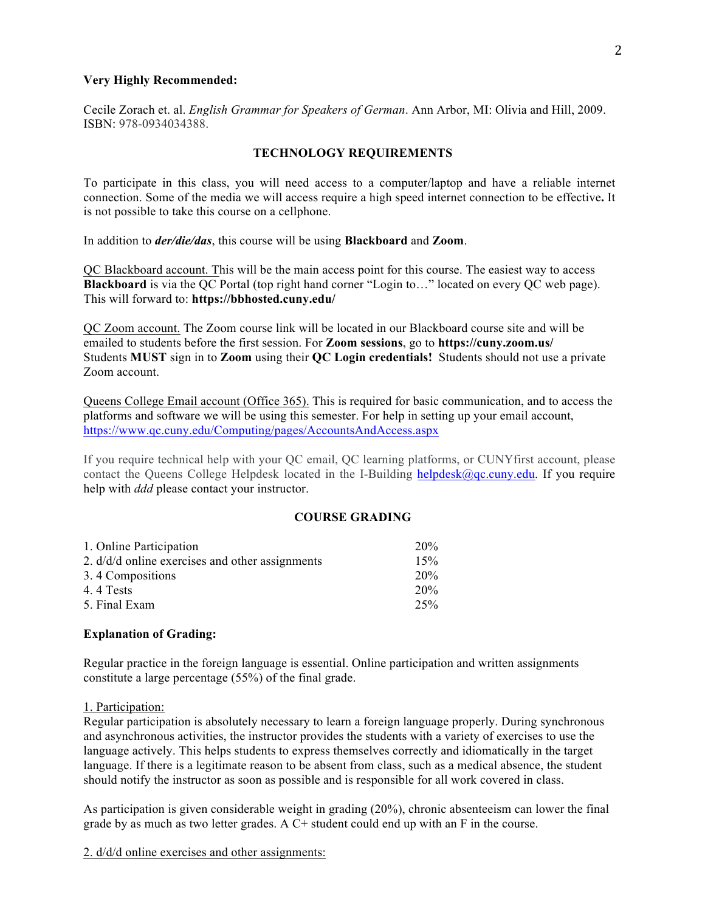**Very Highly Recommended:**

Cecile Zorach et. al. *English Grammar for Speakers of German*. Ann Arbor, MI: Olivia and Hill, 2009. ISBN: 978-0934034388.

## TECHNOLOGY REQUIREMENTS

To participate in this class, you will need access to a computer/laptop and have a reliable internet connection. Some of the media we will access require a high speed internet connection to be effective**.** It is not possible to take this course on a cellphone.

In addition to ***der/die/das***, this course will be using **Blackboard** and **Zoom**.

QC Blackboard account. This will be the main access point for this course. The easiest way to access **Blackboard** is via the QC Portal (top right hand corner "Login to…" located on every QC web page). This will forward to: **https://bbhosted.cuny.edu/**

QC Zoom account. The Zoom course link will be located in our Blackboard course site and will be emailed to students before the first session. For **Zoom sessions**, go to **https://cuny.zoom.us/** Students **MUST** sign in to **Zoom** using their **QC Login credentials!** Students should not use a private Zoom account.

Queens College Email account (Office 365). This is required for basic communication, and to access the platforms and software we will be using this semester. For help in setting up your email account, https://www.qc.cuny.edu/Computing/pages/AccountsAndAccess.aspx

If you require technical help with your QC email, QC learning platforms, or CUNYfirst account, please contact the Queens College Helpdesk located in the I-Building helpdesk@qc.cuny.edu. If you require help with *ddd* please contact your instructor.

## COURSE GRADING

| | |
|---|---|
| 1. Online Participation | 20% |
| 2. d/d/d online exercises and other assignments | 15% |
| 3. 4 Compositions | 20% |
| 4. 4 Tests | 20% |
| 5. Final Exam | 25% |

**Explanation of Grading:**

Regular practice in the foreign language is essential. Online participation and written assignments constitute a large percentage (55%) of the final grade.

1. Participation:

Regular participation is absolutely necessary to learn a foreign language properly. During synchronous and asynchronous activities, the instructor provides the students with a variety of exercises to use the language actively. This helps students to express themselves correctly and idiomatically in the target language. If there is a legitimate reason to be absent from class, such as a medical absence, the student should notify the instructor as soon as possible and is responsible for all work covered in class.

As participation is given considerable weight in grading (20%), chronic absenteeism can lower the final grade by as much as two letter grades. A C+ student could end up with an F in the course.

2. d/d/d online exercises and other assignments: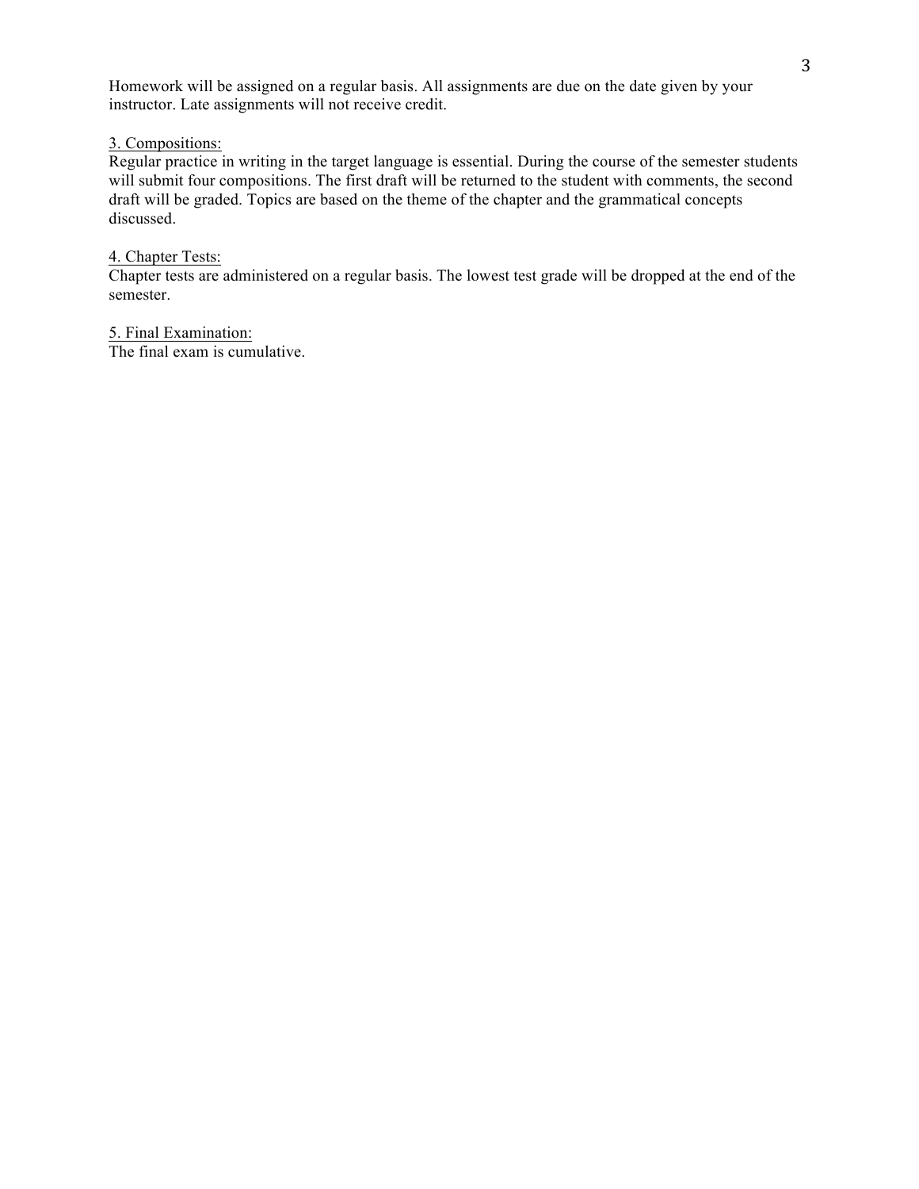Homework will be assigned on a regular basis. All assignments are due on the date given by your instructor. Late assignments will not receive credit.

3. Compositions:

Regular practice in writing in the target language is essential. During the course of the semester students will submit four compositions. The first draft will be returned to the student with comments, the second draft will be graded. Topics are based on the theme of the chapter and the grammatical concepts discussed.

4. Chapter Tests:

Chapter tests are administered on a regular basis. The lowest test grade will be dropped at the end of the semester.

5. Final Examination:

The final exam is cumulative.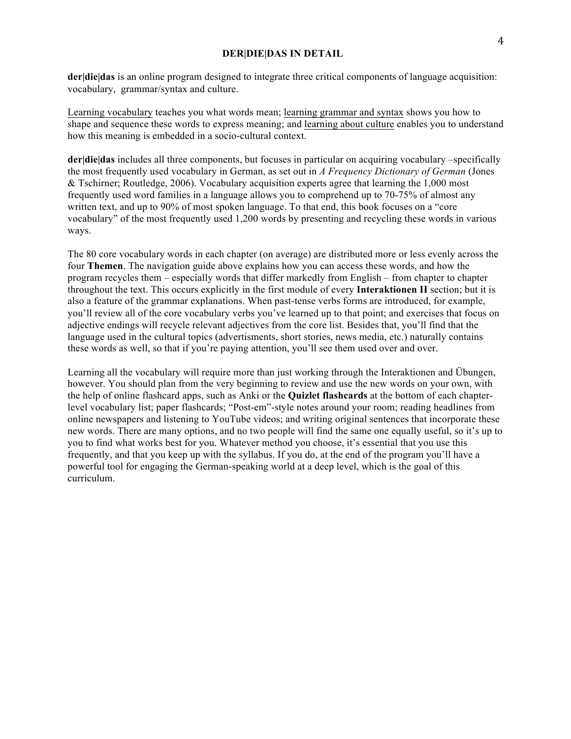## DER|DIE|DAS IN DETAIL

**der|die|das** is an online program designed to integrate three critical components of language acquisition: vocabulary, grammar/syntax and culture.

<u>Learning vocabulary</u> teaches you what words mean; <u>learning grammar and syntax</u> shows you how to shape and sequence these words to express meaning; and <u>learning about culture</u> enables you to understand how this meaning is embedded in a socio-cultural context.

**der|die|das** includes all three components, but focuses in particular on acquiring vocabulary –specifically the most frequently used vocabulary in German, as set out in *A Frequency Dictionary of German* (Jones & Tschirner; Routledge, 2006). Vocabulary acquisition experts agree that learning the 1,000 most frequently used word families in a language allows you to comprehend up to 70-75% of almost any written text, and up to 90% of most spoken language. To that end, this book focuses on a "core vocabulary" of the most frequently used 1,200 words by presenting and recycling these words in various ways.

The 80 core vocabulary words in each chapter (on average) are distributed more or less evenly across the four **Themen**. The navigation guide above explains how you can access these words, and how the program recycles them – especially words that differ markedly from English – from chapter to chapter throughout the text. This occurs explicitly in the first module of every **Interaktionen II** section; but it is also a feature of the grammar explanations. When past-tense verbs forms are introduced, for example, you'll review all of the core vocabulary verbs you've learned up to that point; and exercises that focus on adjective endings will recycle relevant adjectives from the core list. Besides that, you'll find that the language used in the cultural topics (advertisments, short stories, news media, etc.) naturally contains these words as well, so that if you're paying attention, you'll see them used over and over.

Learning all the vocabulary will require more than just working through the Interaktionen and Übungen, however. You should plan from the very beginning to review and use the new words on your own, with the help of online flashcard apps, such as Anki or the **Quizlet flashcards** at the bottom of each chapter-level vocabulary list; paper flashcards; "Post-em"-style notes around your room; reading headlines from online newspapers and listening to YouTube videos; and writing original sentences that incorporate these new words. There are many options, and no two people will find the same one equally useful, so it's up to you to find what works best for you. Whatever method you choose, it's essential that you use this frequently, and that you keep up with the syllabus. If you do, at the end of the program you'll have a powerful tool for engaging the German-speaking world at a deep level, which is the goal of this curriculum.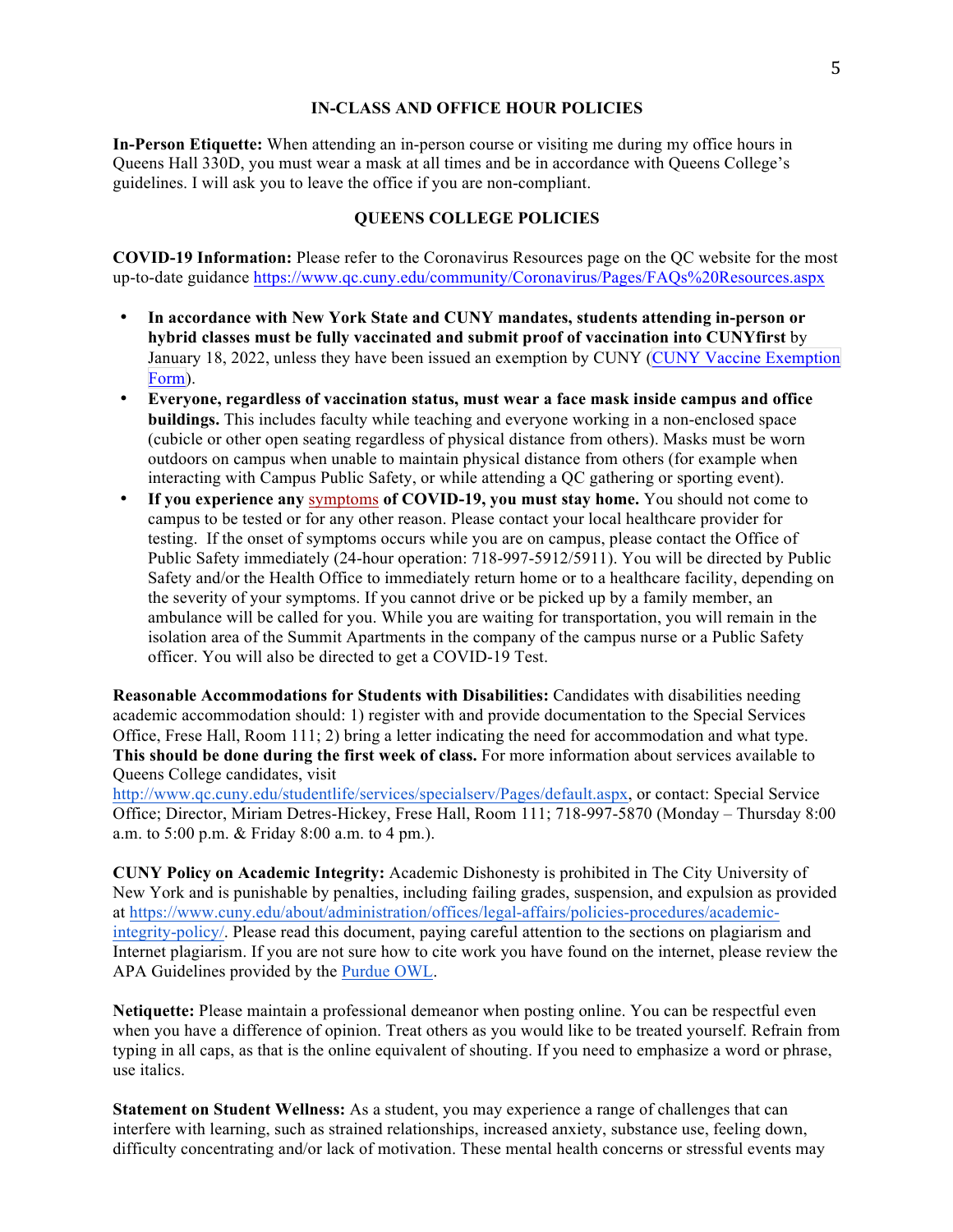## IN-CLASS AND OFFICE HOUR POLICIES

**In-Person Etiquette:** When attending an in-person course or visiting me during my office hours in Queens Hall 330D, you must wear a mask at all times and be in accordance with Queens College's guidelines. I will ask you to leave the office if you are non-compliant.

## QUEENS COLLEGE POLICIES

**COVID-19 Information:** Please refer to the Coronavirus Resources page on the QC website for the most up-to-date guidance https://www.qc.cuny.edu/community/Coronavirus/Pages/FAQs%20Resources.aspx

- **In accordance with New York State and CUNY mandates, students attending in-person or hybrid classes must be fully vaccinated and submit proof of vaccination into CUNYfirst** by January 18, 2022, unless they have been issued an exemption by CUNY (CUNY Vaccine Exemption Form).
- **Everyone, regardless of vaccination status, must wear a face mask inside campus and office buildings.** This includes faculty while teaching and everyone working in a non-enclosed space (cubicle or other open seating regardless of physical distance from others). Masks must be worn outdoors on campus when unable to maintain physical distance from others (for example when interacting with Campus Public Safety, or while attending a QC gathering or sporting event).
- **If you experience any symptoms of COVID-19, you must stay home.** You should not come to campus to be tested or for any other reason. Please contact your local healthcare provider for testing. If the onset of symptoms occurs while you are on campus, please contact the Office of Public Safety immediately (24-hour operation: 718-997-5912/5911). You will be directed by Public Safety and/or the Health Office to immediately return home or to a healthcare facility, depending on the severity of your symptoms. If you cannot drive or be picked up by a family member, an ambulance will be called for you. While you are waiting for transportation, you will remain in the isolation area of the Summit Apartments in the company of the campus nurse or a Public Safety officer. You will also be directed to get a COVID-19 Test.

**Reasonable Accommodations for Students with Disabilities:** Candidates with disabilities needing academic accommodation should: 1) register with and provide documentation to the Special Services Office, Frese Hall, Room 111; 2) bring a letter indicating the need for accommodation and what type. **This should be done during the first week of class.** For more information about services available to Queens College candidates, visit http://www.qc.cuny.edu/studentlife/services/specialserv/Pages/default.aspx, or contact: Special Service Office; Director, Miriam Detres-Hickey, Frese Hall, Room 111; 718-997-5870 (Monday – Thursday 8:00 a.m. to 5:00 p.m. & Friday 8:00 a.m. to 4 pm.).

**CUNY Policy on Academic Integrity:** Academic Dishonesty is prohibited in The City University of New York and is punishable by penalties, including failing grades, suspension, and expulsion as provided at https://www.cuny.edu/about/administration/offices/legal-affairs/policies-procedures/academic-integrity-policy/. Please read this document, paying careful attention to the sections on plagiarism and Internet plagiarism. If you are not sure how to cite work you have found on the internet, please review the APA Guidelines provided by the Purdue OWL.

**Netiquette:** Please maintain a professional demeanor when posting online. You can be respectful even when you have a difference of opinion. Treat others as you would like to be treated yourself. Refrain from typing in all caps, as that is the online equivalent of shouting. If you need to emphasize a word or phrase, use italics.

**Statement on Student Wellness:** As a student, you may experience a range of challenges that can interfere with learning, such as strained relationships, increased anxiety, substance use, feeling down, difficulty concentrating and/or lack of motivation. These mental health concerns or stressful events may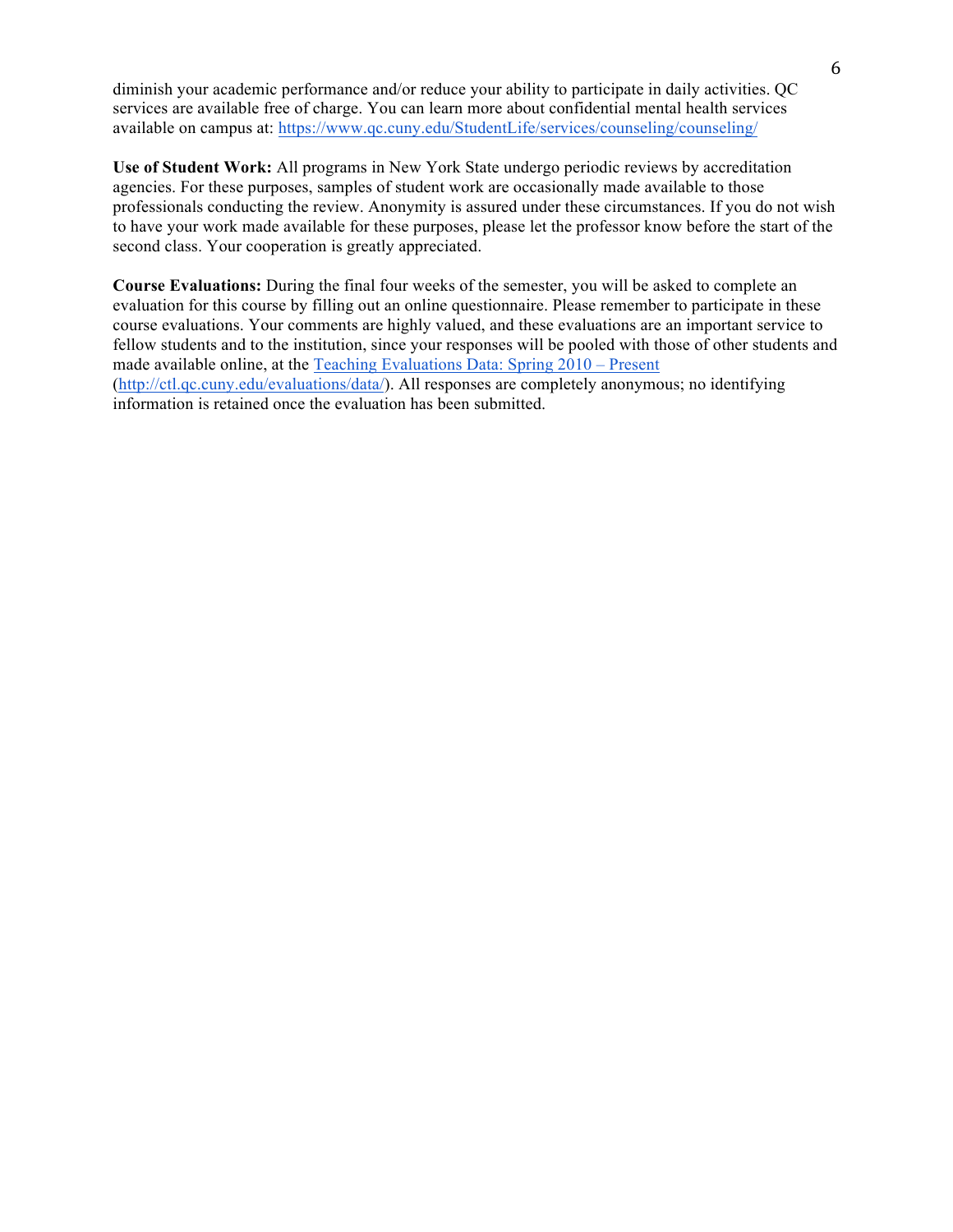diminish your academic performance and/or reduce your ability to participate in daily activities. QC services are available free of charge. You can learn more about confidential mental health services available on campus at: [https://www.qc.cuny.edu/StudentLife/services/counseling/counseling/](https://www.qc.cuny.edu/StudentLife/services/counseling/counseling/)

**Use of Student Work:** All programs in New York State undergo periodic reviews by accreditation agencies. For these purposes, samples of student work are occasionally made available to those professionals conducting the review. Anonymity is assured under these circumstances. If you do not wish to have your work made available for these purposes, please let the professor know before the start of the second class. Your cooperation is greatly appreciated.

**Course Evaluations:** During the final four weeks of the semester, you will be asked to complete an evaluation for this course by filling out an online questionnaire. Please remember to participate in these course evaluations. Your comments are highly valued, and these evaluations are an important service to fellow students and to the institution, since your responses will be pooled with those of other students and made available online, at the [Teaching Evaluations Data: Spring 2010 – Present](http://ctl.qc.cuny.edu/evaluations/data/) ([http://ctl.qc.cuny.edu/evaluations/data/](http://ctl.qc.cuny.edu/evaluations/data/)). All responses are completely anonymous; no identifying information is retained once the evaluation has been submitted.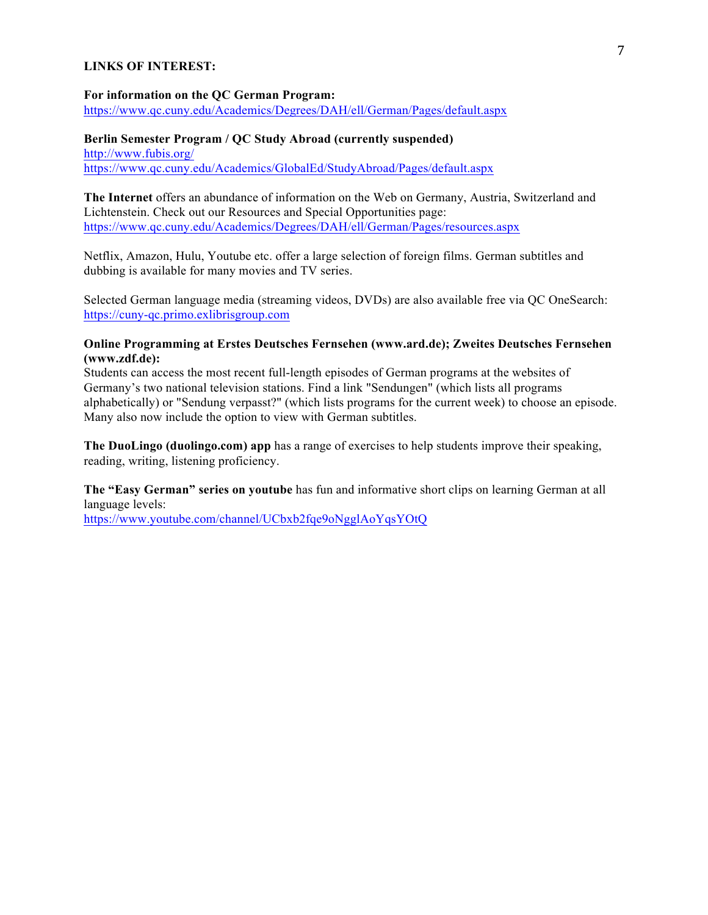## LINKS OF INTEREST:

**For information on the QC German Program:**
https://www.qc.cuny.edu/Academics/Degrees/DAH/ell/German/Pages/default.aspx

**Berlin Semester Program / QC Study Abroad (currently suspended)**
http://www.fubis.org/
https://www.qc.cuny.edu/Academics/GlobalEd/StudyAbroad/Pages/default.aspx

**The Internet** offers an abundance of information on the Web on Germany, Austria, Switzerland and Lichtenstein. Check out our Resources and Special Opportunities page:
https://www.qc.cuny.edu/Academics/Degrees/DAH/ell/German/Pages/resources.aspx

Netflix, Amazon, Hulu, Youtube etc. offer a large selection of foreign films. German subtitles and dubbing is available for many movies and TV series.

Selected German language media (streaming videos, DVDs) are also available free via QC OneSearch:
https://cuny-qc.primo.exlibrisgroup.com

**Online Programming at Erstes Deutsches Fernsehen (www.ard.de); Zweites Deutsches Fernsehen (www.zdf.de):**
Students can access the most recent full-length episodes of German programs at the websites of Germany's two national television stations. Find a link "Sendungen" (which lists all programs alphabetically) or "Sendung verpasst?" (which lists programs for the current week) to choose an episode. Many also now include the option to view with German subtitles.

**The DuoLingo (duolingo.com) app** has a range of exercises to help students improve their speaking, reading, writing, listening proficiency.

**The "Easy German" series on youtube** has fun and informative short clips on learning German at all language levels:
https://www.youtube.com/channel/UCbxb2fqe9oNgglAoYqsYOtQ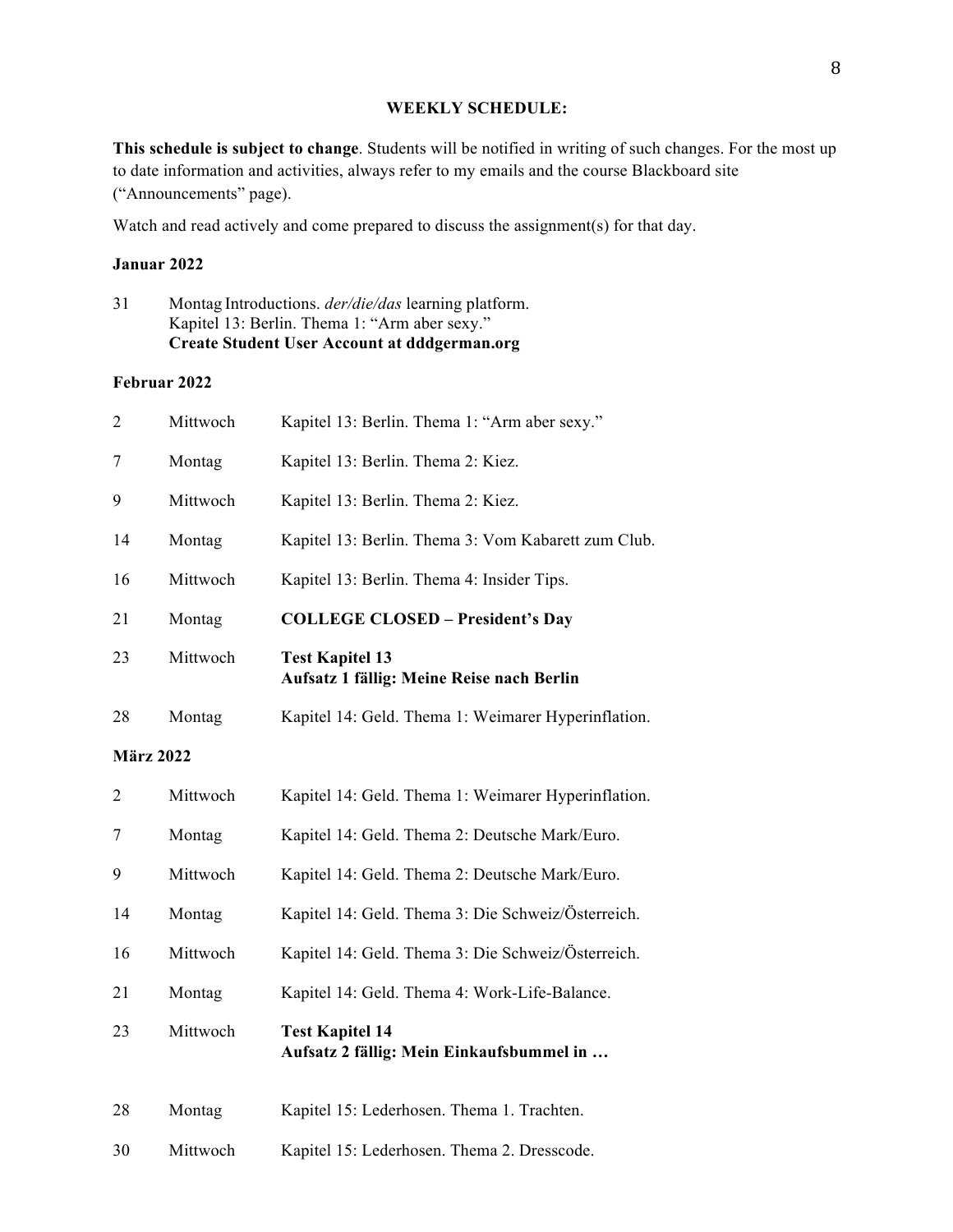**WEEKLY SCHEDULE:**

**This schedule is subject to change**. Students will be notified in writing of such changes. For the most up to date information and activities, always refer to my emails and the course Blackboard site ("Announcements" page).

Watch and read actively and come prepared to discuss the assignment(s) for that day.

**Januar 2022**

| | | |
|---|---|---|
| 31 | Montag | Introductions. *der/die/das* learning platform. Kapitel 13: Berlin. Thema 1: "Arm aber sexy." **Create Student User Account at dddgerman.org** |

**Februar 2022**

| | | |
|---|---|---|
| 2 | Mittwoch | Kapitel 13: Berlin. Thema 1: "Arm aber sexy." |
| 7 | Montag | Kapitel 13: Berlin. Thema 2: Kiez. |
| 9 | Mittwoch | Kapitel 13: Berlin. Thema 2: Kiez. |
| 14 | Montag | Kapitel 13: Berlin. Thema 3: Vom Kabarett zum Club. |
| 16 | Mittwoch | Kapitel 13: Berlin. Thema 4: Insider Tips. |
| 21 | Montag | **COLLEGE CLOSED – President's Day** |
| 23 | Mittwoch | **Test Kapitel 13** **Aufsatz 1 fällig: Meine Reise nach Berlin** |
| 28 | Montag | Kapitel 14: Geld. Thema 1: Weimarer Hyperinflation. |

**März 2022**

| | | |
|---|---|---|
| 2 | Mittwoch | Kapitel 14: Geld. Thema 1: Weimarer Hyperinflation. |
| 7 | Montag | Kapitel 14: Geld. Thema 2: Deutsche Mark/Euro. |
| 9 | Mittwoch | Kapitel 14: Geld. Thema 2: Deutsche Mark/Euro. |
| 14 | Montag | Kapitel 14: Geld. Thema 3: Die Schweiz/Österreich. |
| 16 | Mittwoch | Kapitel 14: Geld. Thema 3: Die Schweiz/Österreich. |
| 21 | Montag | Kapitel 14: Geld. Thema 4: Work-Life-Balance. |
| 23 | Mittwoch | **Test Kapitel 14** **Aufsatz 2 fällig: Mein Einkaufsbummel in …** |
| 28 | Montag | Kapitel 15: Lederhosen. Thema 1. Trachten. |
| 30 | Mittwoch | Kapitel 15: Lederhosen. Thema 2. Dresscode. |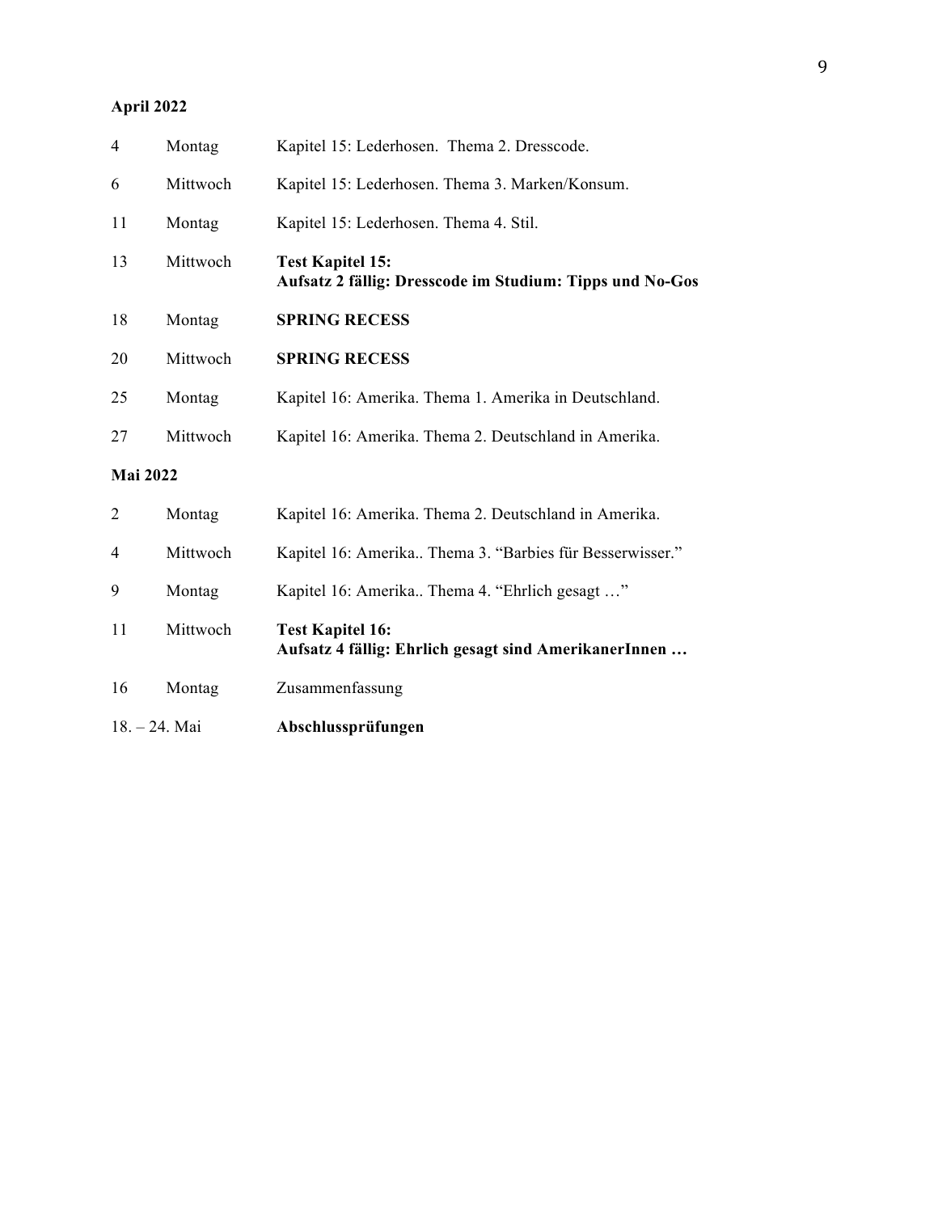**April 2022**

| | | |
|---|---|---|
| 4 | Montag | Kapitel 15: Lederhosen. Thema 2. Dresscode. |
| 6 | Mittwoch | Kapitel 15: Lederhosen. Thema 3. Marken/Konsum. |
| 11 | Montag | Kapitel 15: Lederhosen. Thema 4. Stil. |
| 13 | Mittwoch | **Test Kapitel 15:** <br> **Aufsatz 2 fällig: Dresscode im Studium: Tipps und No-Gos** |
| 18 | Montag | **SPRING RECESS** |
| 20 | Mittwoch | **SPRING RECESS** |
| 25 | Montag | Kapitel 16: Amerika. Thema 1. Amerika in Deutschland. |
| 27 | Mittwoch | Kapitel 16: Amerika. Thema 2. Deutschland in Amerika. |

**Mai 2022**

| | | |
|---|---|---|
| 2 | Montag | Kapitel 16: Amerika. Thema 2. Deutschland in Amerika. |
| 4 | Mittwoch | Kapitel 16: Amerika.. Thema 3. "Barbies für Besserwisser." |
| 9 | Montag | Kapitel 16: Amerika.. Thema 4. "Ehrlich gesagt …" |
| 11 | Mittwoch | **Test Kapitel 16:** <br> **Aufsatz 4 fällig: Ehrlich gesagt sind AmerikanerInnen …** |
| 16 | Montag | Zusammenfassung |
| 18. – 24. Mai | | **Abschlussprüfungen** |